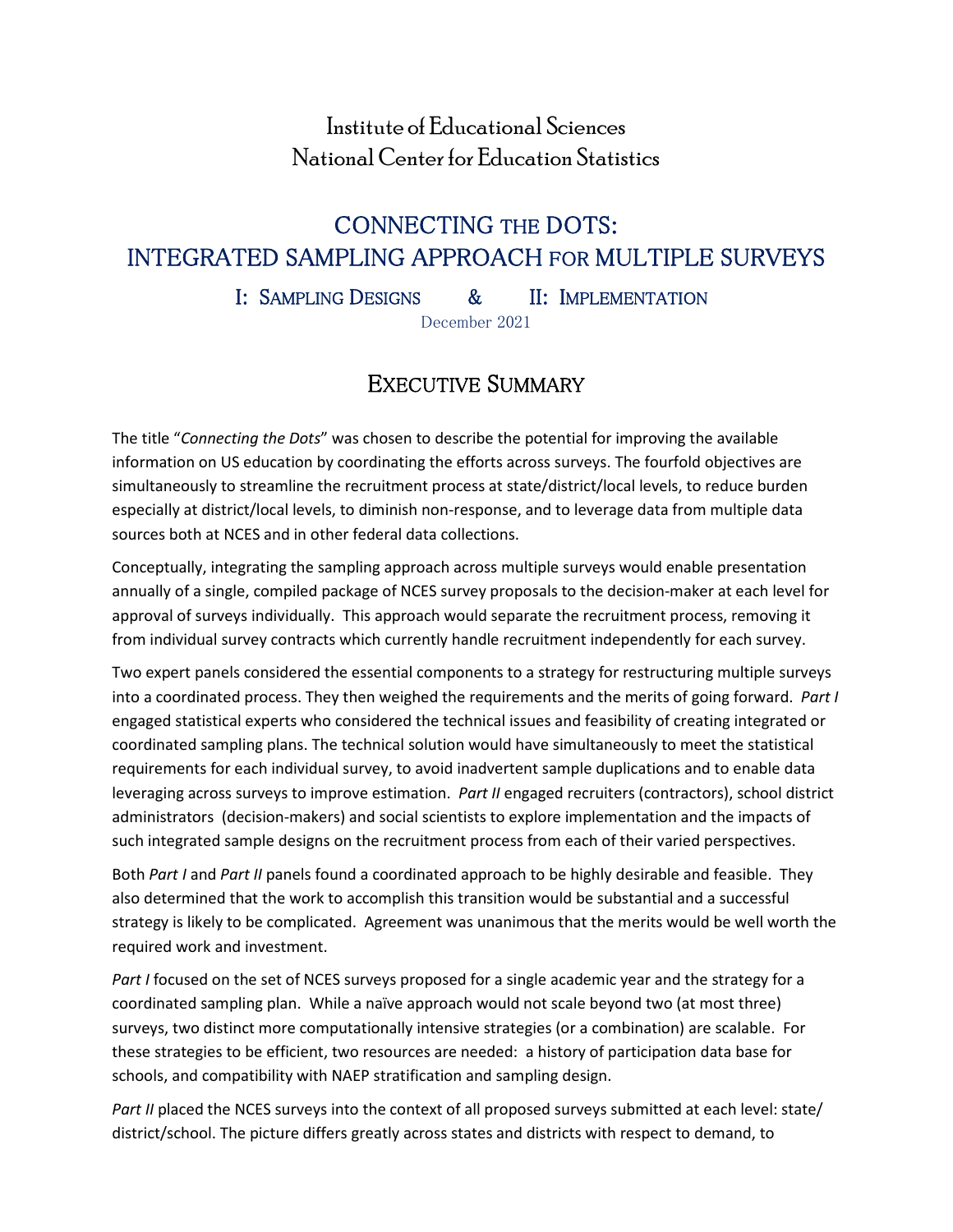Institute of Educational Sciences
National Center for Education Statistics

# CONNECTING THE DOTS: INTEGRATED SAMPLING APPROACH FOR MULTIPLE SURVEYS

### I: SAMPLING DESIGNS & II: IMPLEMENTATION

December 2021

## EXECUTIVE SUMMARY

The title "*Connecting the Dots*" was chosen to describe the potential for improving the available information on US education by coordinating the efforts across surveys. The fourfold objectives are simultaneously to streamline the recruitment process at state/district/local levels, to reduce burden especially at district/local levels, to diminish non-response, and to leverage data from multiple data sources both at NCES and in other federal data collections.

Conceptually, integrating the sampling approach across multiple surveys would enable presentation annually of a single, compiled package of NCES survey proposals to the decision-maker at each level for approval of surveys individually. This approach would separate the recruitment process, removing it from individual survey contracts which currently handle recruitment independently for each survey.

Two expert panels considered the essential components to a strategy for restructuring multiple surveys into a coordinated process. They then weighed the requirements and the merits of going forward. *Part I* engaged statistical experts who considered the technical issues and feasibility of creating integrated or coordinated sampling plans. The technical solution would have simultaneously to meet the statistical requirements for each individual survey, to avoid inadvertent sample duplications and to enable data leveraging across surveys to improve estimation. *Part II* engaged recruiters (contractors), school district administrators (decision-makers) and social scientists to explore implementation and the impacts of such integrated sample designs on the recruitment process from each of their varied perspectives.

Both *Part I* and *Part II* panels found a coordinated approach to be highly desirable and feasible. They also determined that the work to accomplish this transition would be substantial and a successful strategy is likely to be complicated. Agreement was unanimous that the merits would be well worth the required work and investment.

*Part I* focused on the set of NCES surveys proposed for a single academic year and the strategy for a coordinated sampling plan. While a naïve approach would not scale beyond two (at most three) surveys, two distinct more computationally intensive strategies (or a combination) are scalable. For these strategies to be efficient, two resources are needed: a history of participation data base for schools, and compatibility with NAEP stratification and sampling design.

*Part II* placed the NCES surveys into the context of all proposed surveys submitted at each level: state/ district/school. The picture differs greatly across states and districts with respect to demand, to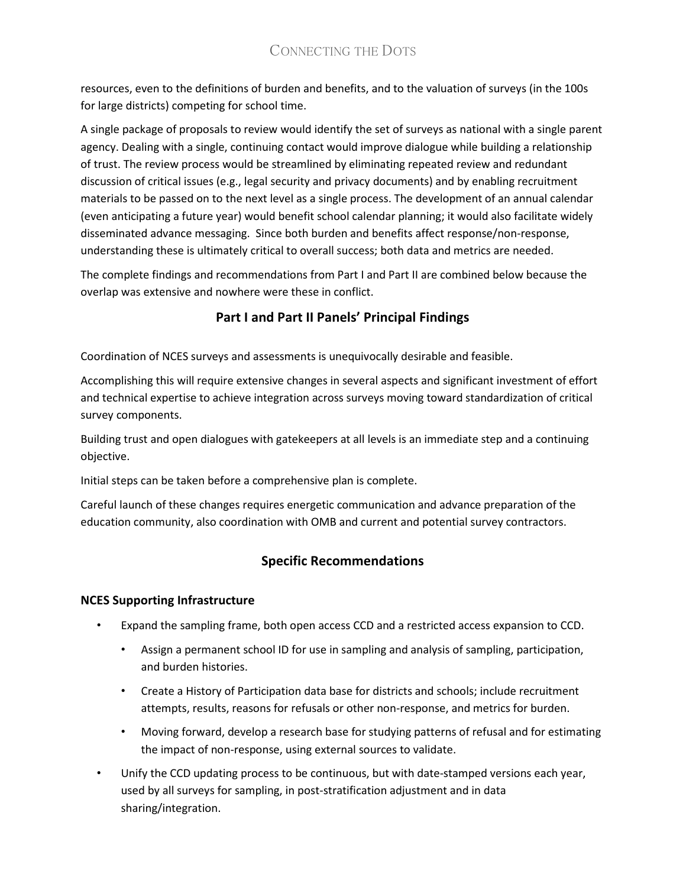resources, even to the definitions of burden and benefits, and to the valuation of surveys (in the 100s for large districts) competing for school time.

A single package of proposals to review would identify the set of surveys as national with a single parent agency. Dealing with a single, continuing contact would improve dialogue while building a relationship of trust. The review process would be streamlined by eliminating repeated review and redundant discussion of critical issues (e.g., legal security and privacy documents) and by enabling recruitment materials to be passed on to the next level as a single process. The development of an annual calendar (even anticipating a future year) would benefit school calendar planning; it would also facilitate widely disseminated advance messaging. Since both burden and benefits affect response/non-response, understanding these is ultimately critical to overall success; both data and metrics are needed.

The complete findings and recommendations from Part I and Part II are combined below because the overlap was extensive and nowhere were these in conflict.

## Part I and Part II Panels' Principal Findings

Coordination of NCES surveys and assessments is unequivocally desirable and feasible.

Accomplishing this will require extensive changes in several aspects and significant investment of effort and technical expertise to achieve integration across surveys moving toward standardization of critical survey components.

Building trust and open dialogues with gatekeepers at all levels is an immediate step and a continuing objective.

Initial steps can be taken before a comprehensive plan is complete.

Careful launch of these changes requires energetic communication and advance preparation of the education community, also coordination with OMB and current and potential survey contractors.

## Specific Recommendations

### NCES Supporting Infrastructure

- Expand the sampling frame, both open access CCD and a restricted access expansion to CCD.
    - Assign a permanent school ID for use in sampling and analysis of sampling, participation, and burden histories.
    - Create a History of Participation data base for districts and schools; include recruitment attempts, results, reasons for refusals or other non-response, and metrics for burden.
    - Moving forward, develop a research base for studying patterns of refusal and for estimating the impact of non-response, using external sources to validate.
- Unify the CCD updating process to be continuous, but with date-stamped versions each year, used by all surveys for sampling, in post-stratification adjustment and in data sharing/integration.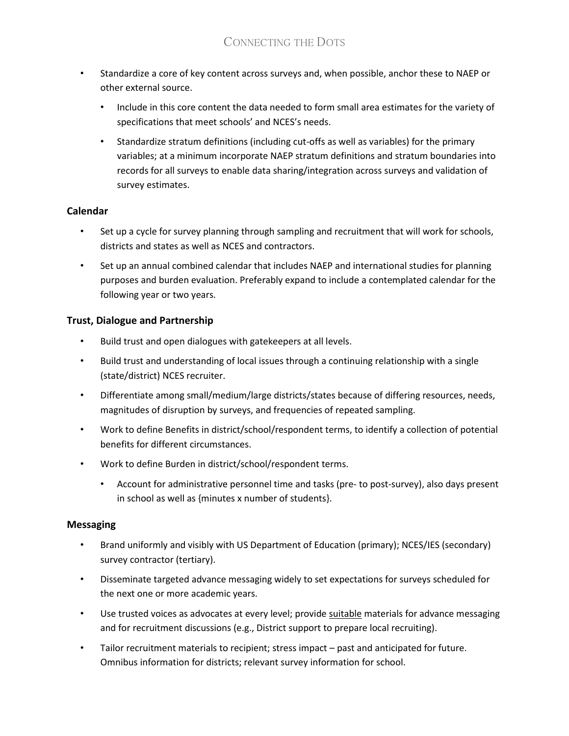- Standardize a core of key content across surveys and, when possible, anchor these to NAEP or other external source.
  - Include in this core content the data needed to form small area estimates for the variety of specifications that meet schools' and NCES's needs.
  - Standardize stratum definitions (including cut-offs as well as variables) for the primary variables; at a minimum incorporate NAEP stratum definitions and stratum boundaries into records for all surveys to enable data sharing/integration across surveys and validation of survey estimates.

### Calendar

- Set up a cycle for survey planning through sampling and recruitment that will work for schools, districts and states as well as NCES and contractors.
- Set up an annual combined calendar that includes NAEP and international studies for planning purposes and burden evaluation. Preferably expand to include a contemplated calendar for the following year or two years.

### Trust, Dialogue and Partnership

- Build trust and open dialogues with gatekeepers at all levels.
- Build trust and understanding of local issues through a continuing relationship with a single (state/district) NCES recruiter.
- Differentiate among small/medium/large districts/states because of differing resources, needs, magnitudes of disruption by surveys, and frequencies of repeated sampling.
- Work to define Benefits in district/school/respondent terms, to identify a collection of potential benefits for different circumstances.
- Work to define Burden in district/school/respondent terms.
  - Account for administrative personnel time and tasks (pre- to post-survey), also days present in school as well as {minutes x number of students}.

### Messaging

- Brand uniformly and visibly with US Department of Education (primary); NCES/IES (secondary) survey contractor (tertiary).
- Disseminate targeted advance messaging widely to set expectations for surveys scheduled for the next one or more academic years.
- Use trusted voices as advocates at every level; provide <u>suitable</u> materials for advance messaging and for recruitment discussions (e.g., District support to prepare local recruiting).
- Tailor recruitment materials to recipient; stress impact – past and anticipated for future. Omnibus information for districts; relevant survey information for school.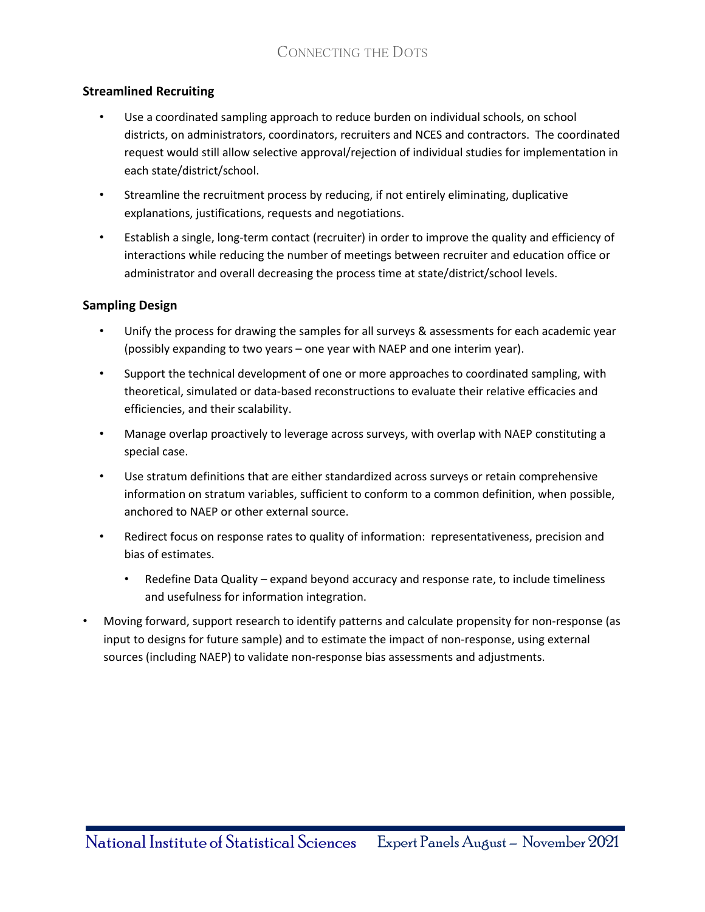**Streamlined Recruiting**

- Use a coordinated sampling approach to reduce burden on individual schools, on school districts, on administrators, coordinators, recruiters and NCES and contractors. The coordinated request would still allow selective approval/rejection of individual studies for implementation in each state/district/school.
- Streamline the recruitment process by reducing, if not entirely eliminating, duplicative explanations, justifications, requests and negotiations.
- Establish a single, long-term contact (recruiter) in order to improve the quality and efficiency of interactions while reducing the number of meetings between recruiter and education office or administrator and overall decreasing the process time at state/district/school levels.

**Sampling Design**

- Unify the process for drawing the samples for all surveys & assessments for each academic year (possibly expanding to two years – one year with NAEP and one interim year).
- Support the technical development of one or more approaches to coordinated sampling, with theoretical, simulated or data-based reconstructions to evaluate their relative efficacies and efficiencies, and their scalability.
- Manage overlap proactively to leverage across surveys, with overlap with NAEP constituting a special case.
- Use stratum definitions that are either standardized across surveys or retain comprehensive information on stratum variables, sufficient to conform to a common definition, when possible, anchored to NAEP or other external source.
- Redirect focus on response rates to quality of information: representativeness, precision and bias of estimates.
  - Redefine Data Quality – expand beyond accuracy and response rate, to include timeliness and usefulness for information integration.

- Moving forward, support research to identify patterns and calculate propensity for non-response (as input to designs for future sample) and to estimate the impact of non-response, using external sources (including NAEP) to validate non-response bias assessments and adjustments.